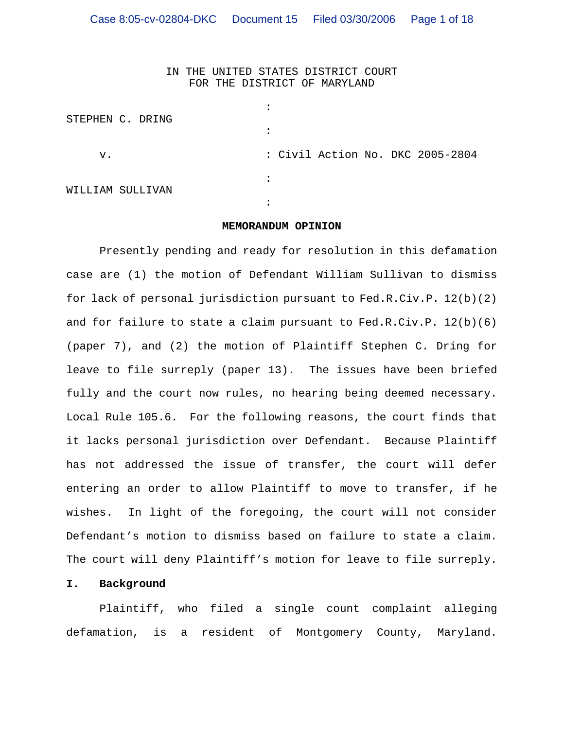IN THE UNITED STATES DISTRICT COURT
FOR THE DISTRICT OF MARYLAND

STEPHEN C. DRING

v. : Civil Action No. DKC 2005-2804

WILLIAM SULLIVAN

**MEMORANDUM OPINION**

Presently pending and ready for resolution in this defamation case are (1) the motion of Defendant William Sullivan to dismiss for lack of personal jurisdiction pursuant to Fed.R.Civ.P. 12(b)(2) and for failure to state a claim pursuant to Fed.R.Civ.P. 12(b)(6) (paper 7), and (2) the motion of Plaintiff Stephen C. Dring for leave to file surreply (paper 13). The issues have been briefed fully and the court now rules, no hearing being deemed necessary. Local Rule 105.6. For the following reasons, the court finds that it lacks personal jurisdiction over Defendant. Because Plaintiff has not addressed the issue of transfer, the court will defer entering an order to allow Plaintiff to move to transfer, if he wishes. In light of the foregoing, the court will not consider Defendant's motion to dismiss based on failure to state a claim. The court will deny Plaintiff's motion for leave to file surreply.

## I. Background

Plaintiff, who filed a single count complaint alleging defamation, is a resident of Montgomery County, Maryland.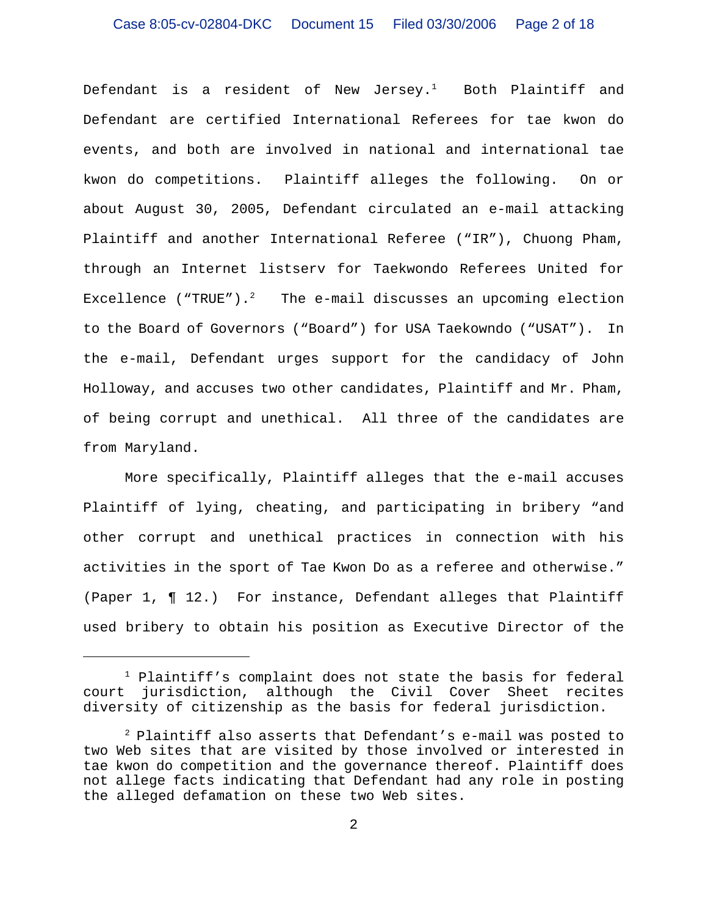Defendant is a resident of New Jersey.[1] Both Plaintiff and Defendant are certified International Referees for tae kwon do events, and both are involved in national and international tae kwon do competitions. Plaintiff alleges the following. On or about August 30, 2005, Defendant circulated an e-mail attacking Plaintiff and another International Referee ("IR"), Chuong Pham, through an Internet listserv for Taekwondo Referees United for Excellence ("TRUE").[2] The e-mail discusses an upcoming election to the Board of Governors ("Board") for USA Taekowndo ("USAT"). In the e-mail, Defendant urges support for the candidacy of John Holloway, and accuses two other candidates, Plaintiff and Mr. Pham, of being corrupt and unethical. All three of the candidates are from Maryland.

More specifically, Plaintiff alleges that the e-mail accuses Plaintiff of lying, cheating, and participating in bribery "and other corrupt and unethical practices in connection with his activities in the sport of Tae Kwon Do as a referee and otherwise." (Paper 1, ¶ 12.) For instance, Defendant alleges that Plaintiff used bribery to obtain his position as Executive Director of the

---

[1] Plaintiff's complaint does not state the basis for federal court jurisdiction, although the Civil Cover Sheet recites diversity of citizenship as the basis for federal jurisdiction.

[2] Plaintiff also asserts that Defendant's e-mail was posted to two Web sites that are visited by those involved or interested in tae kwon do competition and the governance thereof. Plaintiff does not allege facts indicating that Defendant had any role in posting the alleged defamation on these two Web sites.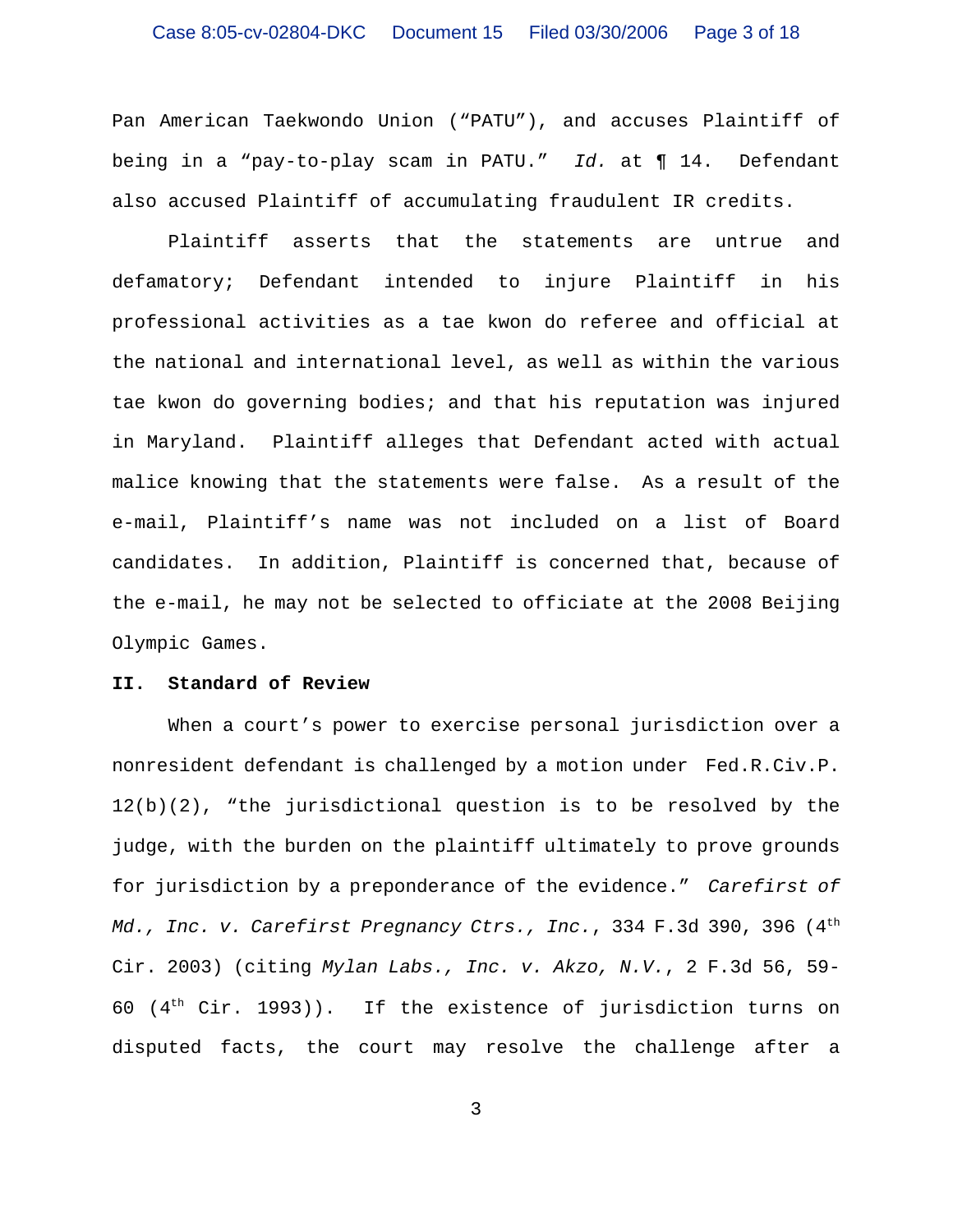Pan American Taekwondo Union ("PATU"), and accuses Plaintiff of being in a "pay-to-play scam in PATU." *Id.* at ¶ 14. Defendant also accused Plaintiff of accumulating fraudulent IR credits.

Plaintiff asserts that the statements are untrue and defamatory; Defendant intended to injure Plaintiff in his professional activities as a tae kwon do referee and official at the national and international level, as well as within the various tae kwon do governing bodies; and that his reputation was injured in Maryland. Plaintiff alleges that Defendant acted with actual malice knowing that the statements were false. As a result of the e-mail, Plaintiff's name was not included on a list of Board candidates. In addition, Plaintiff is concerned that, because of the e-mail, he may not be selected to officiate at the 2008 Beijing Olympic Games.

## II. Standard of Review

When a court's power to exercise personal jurisdiction over a nonresident defendant is challenged by a motion under Fed.R.Civ.P. 12(b)(2), "the jurisdictional question is to be resolved by the judge, with the burden on the plaintiff ultimately to prove grounds for jurisdiction by a preponderance of the evidence." *Carefirst of Md., Inc. v. Carefirst Pregnancy Ctrs., Inc.*, 334 F.3d 390, 396 (4th Cir. 2003) (citing *Mylan Labs., Inc. v. Akzo, N.V.*, 2 F.3d 56, 59-60 (4th Cir. 1993)). If the existence of jurisdiction turns on disputed facts, the court may resolve the challenge after a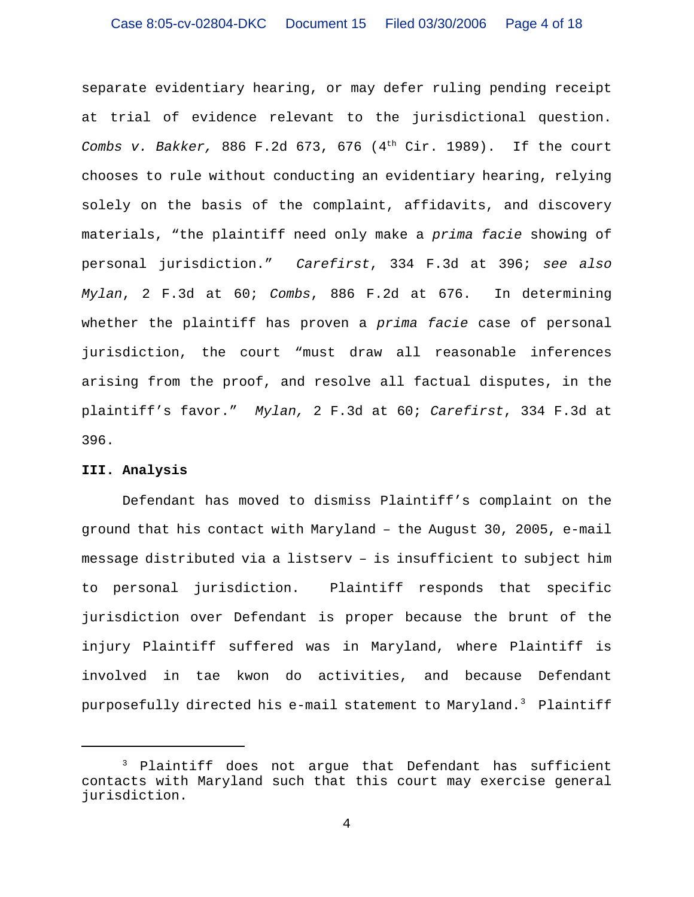separate evidentiary hearing, or may defer ruling pending receipt at trial of evidence relevant to the jurisdictional question. *Combs v. Bakker,* 886 F.2d 673, 676 (4th Cir. 1989). If the court chooses to rule without conducting an evidentiary hearing, relying solely on the basis of the complaint, affidavits, and discovery materials, "the plaintiff need only make a *prima facie* showing of personal jurisdiction." *Carefirst*, 334 F.3d at 396; *see also* *Mylan*, 2 F.3d at 60; *Combs*, 886 F.2d at 676. In determining whether the plaintiff has proven a *prima facie* case of personal jurisdiction, the court "must draw all reasonable inferences arising from the proof, and resolve all factual disputes, in the plaintiff's favor." *Mylan,* 2 F.3d at 60; *Carefirst*, 334 F.3d at 396.

**III. Analysis**

Defendant has moved to dismiss Plaintiff's complaint on the ground that his contact with Maryland – the August 30, 2005, e-mail message distributed via a listserv – is insufficient to subject him to personal jurisdiction. Plaintiff responds that specific jurisdiction over Defendant is proper because the brunt of the injury Plaintiff suffered was in Maryland, where Plaintiff is involved in tae kwon do activities, and because Defendant purposefully directed his e-mail statement to Maryland.[3] Plaintiff

---

[3] Plaintiff does not argue that Defendant has sufficient contacts with Maryland such that this court may exercise general jurisdiction.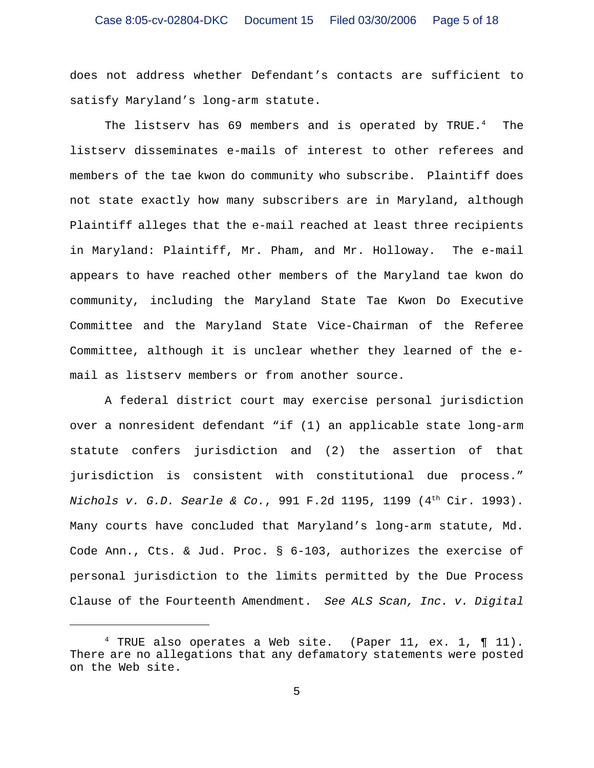does not address whether Defendant's contacts are sufficient to satisfy Maryland's long-arm statute.

The listserv has 69 members and is operated by TRUE.[4] The listserv disseminates e-mails of interest to other referees and members of the tae kwon do community who subscribe. Plaintiff does not state exactly how many subscribers are in Maryland, although Plaintiff alleges that the e-mail reached at least three recipients in Maryland: Plaintiff, Mr. Pham, and Mr. Holloway. The e-mail appears to have reached other members of the Maryland tae kwon do community, including the Maryland State Tae Kwon Do Executive Committee and the Maryland State Vice-Chairman of the Referee Committee, although it is unclear whether they learned of the e-mail as listserv members or from another source.

A federal district court may exercise personal jurisdiction over a nonresident defendant "if (1) an applicable state long-arm statute confers jurisdiction and (2) the assertion of that jurisdiction is consistent with constitutional due process." *Nichols v. G.D. Searle & Co.*, 991 F.2d 1195, 1199 (4th Cir. 1993). Many courts have concluded that Maryland's long-arm statute, Md. Code Ann., Cts. & Jud. Proc. § 6-103, authorizes the exercise of personal jurisdiction to the limits permitted by the Due Process Clause of the Fourteenth Amendment. *See ALS Scan, Inc. v. Digital*

---

[4] TRUE also operates a Web site. (Paper 11, ex. 1, ¶ 11). There are no allegations that any defamatory statements were posted on the Web site.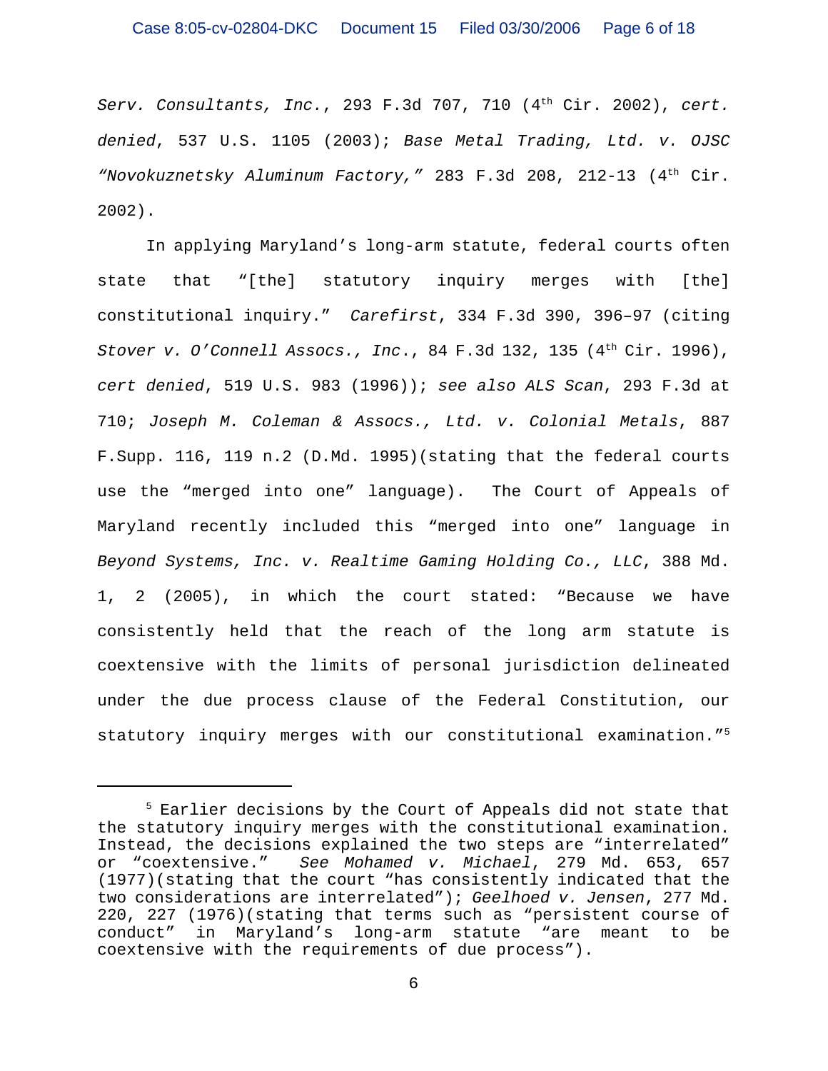*Serv. Consultants, Inc.*, 293 F.3d 707, 710 (4th Cir. 2002), *cert. denied*, 537 U.S. 1105 (2003); *Base Metal Trading, Ltd. v. OJSC "Novokuznetsky Aluminum Factory,"* 283 F.3d 208, 212-13 (4th Cir. 2002).

In applying Maryland's long-arm statute, federal courts often state that "[the] statutory inquiry merges with [the] constitutional inquiry." *Carefirst*, 334 F.3d 390, 396–97 (citing *Stover v. O'Connell Assocs., Inc.*, 84 F.3d 132, 135 (4th Cir. 1996), *cert denied*, 519 U.S. 983 (1996)); *see also ALS Scan*, 293 F.3d at 710; *Joseph M. Coleman & Assocs., Ltd. v. Colonial Metals*, 887 F.Supp. 116, 119 n.2 (D.Md. 1995)(stating that the federal courts use the "merged into one" language). The Court of Appeals of Maryland recently included this "merged into one" language in *Beyond Systems, Inc. v. Realtime Gaming Holding Co., LLC*, 388 Md. 1, 2 (2005), in which the court stated: "Because we have consistently held that the reach of the long arm statute is coextensive with the limits of personal jurisdiction delineated under the due process clause of the Federal Constitution, our statutory inquiry merges with our constitutional examination."[5]

---

[5] Earlier decisions by the Court of Appeals did not state that the statutory inquiry merges with the constitutional examination. Instead, the decisions explained the two steps are "interrelated" or "coextensive." *See Mohamed v. Michael*, 279 Md. 653, 657 (1977)(stating that the court "has consistently indicated that the two considerations are interrelated"); *Geelhoed v. Jensen*, 277 Md. 220, 227 (1976)(stating that terms such as "persistent course of conduct" in Maryland's long-arm statute "are meant to be coextensive with the requirements of due process").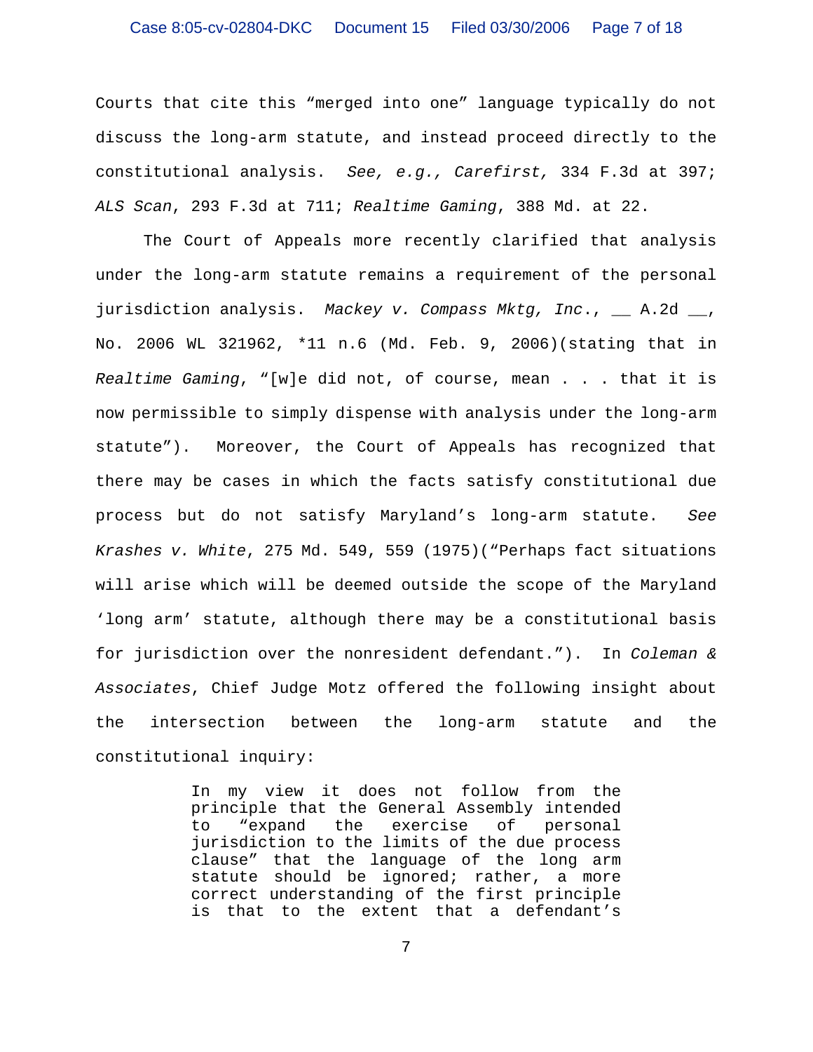Courts that cite this "merged into one" language typically do not discuss the long-arm statute, and instead proceed directly to the constitutional analysis. *See, e.g., Carefirst,* 334 F.3d at 397; *ALS Scan*, 293 F.3d at 711; *Realtime Gaming*, 388 Md. at 22.

The Court of Appeals more recently clarified that analysis under the long-arm statute remains a requirement of the personal jurisdiction analysis. *Mackey v. Compass Mktg, Inc.*, __ A.2d __, No. 2006 WL 321962, *11 n.6 (Md. Feb. 9, 2006)(stating that in *Realtime Gaming*, "[w]e did not, of course, mean . . . that it is now permissible to simply dispense with analysis under the long-arm statute"). Moreover, the Court of Appeals has recognized that there may be cases in which the facts satisfy constitutional due process but do not satisfy Maryland's long-arm statute. *See Krashes v. White*, 275 Md. 549, 559 (1975)("Perhaps fact situations will arise which will be deemed outside the scope of the Maryland 'long arm' statute, although there may be a constitutional basis for jurisdiction over the nonresident defendant."). In *Coleman & Associates*, Chief Judge Motz offered the following insight about the intersection between the long-arm statute and the constitutional inquiry:

> In my view it does not follow from the principle that the General Assembly intended to "expand the exercise of personal jurisdiction to the limits of the due process clause" that the language of the long arm statute should be ignored; rather, a more correct understanding of the first principle is that to the extent that a defendant's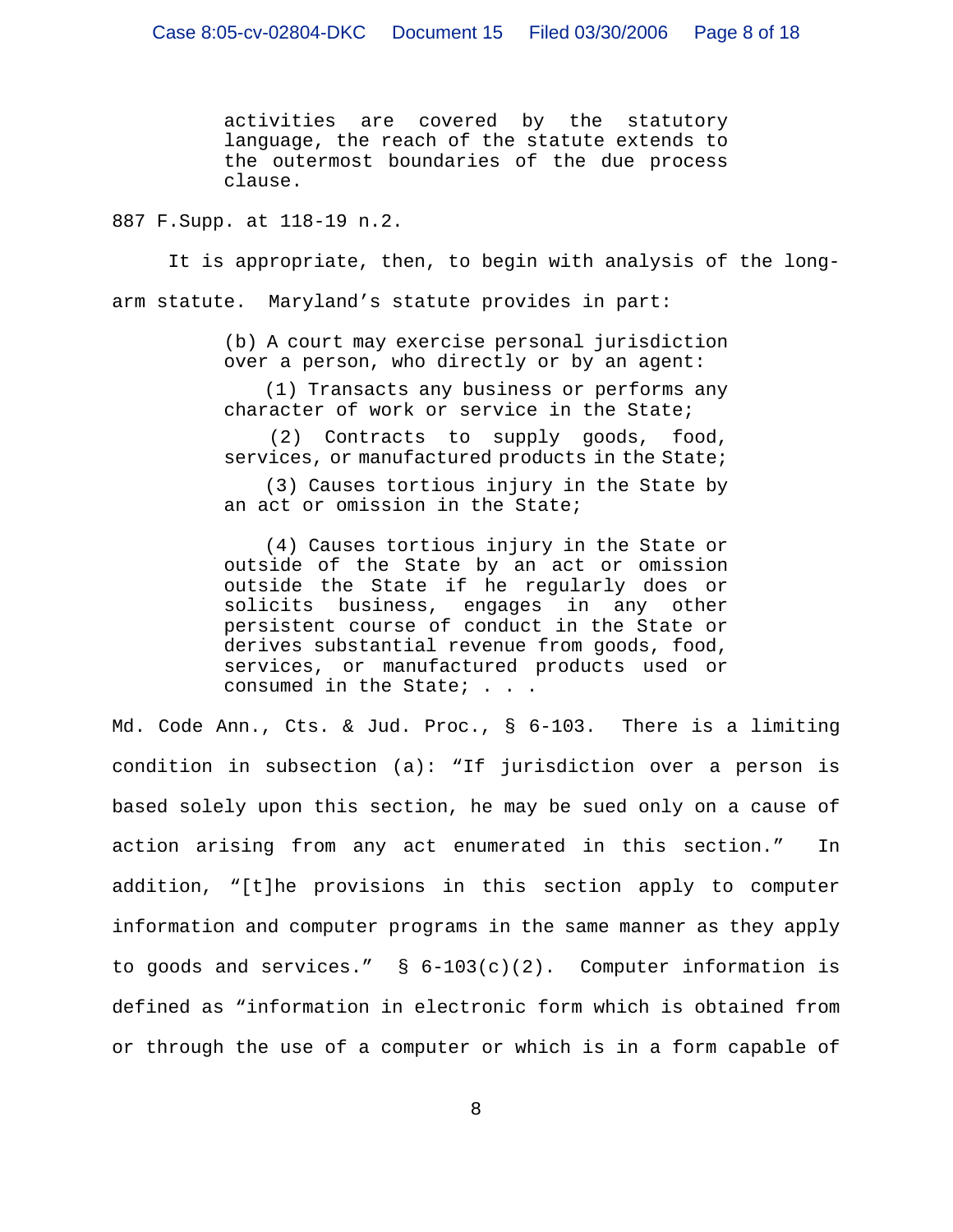> activities are covered by the statutory language, the reach of the statute extends to the outermost boundaries of the due process clause.

887 F.Supp. at 118-19 n.2.

It is appropriate, then, to begin with analysis of the long-arm statute. Maryland's statute provides in part:

> (b) A court may exercise personal jurisdiction over a person, who directly or by an agent:
>
> (1) Transacts any business or performs any character of work or service in the State;
>
> (2) Contracts to supply goods, food, services, or manufactured products in the State;
>
> (3) Causes tortious injury in the State by an act or omission in the State;
>
> (4) Causes tortious injury in the State or outside of the State by an act or omission outside the State if he regularly does or solicits business, engages in any other persistent course of conduct in the State or derives substantial revenue from goods, food, services, or manufactured products used or consumed in the State; . . .

Md. Code Ann., Cts. & Jud. Proc., § 6-103. There is a limiting condition in subsection (a): "If jurisdiction over a person is based solely upon this section, he may be sued only on a cause of action arising from any act enumerated in this section." In addition, "[t]he provisions in this section apply to computer information and computer programs in the same manner as they apply to goods and services." § 6-103(c)(2). Computer information is defined as "information in electronic form which is obtained from or through the use of a computer or which is in a form capable of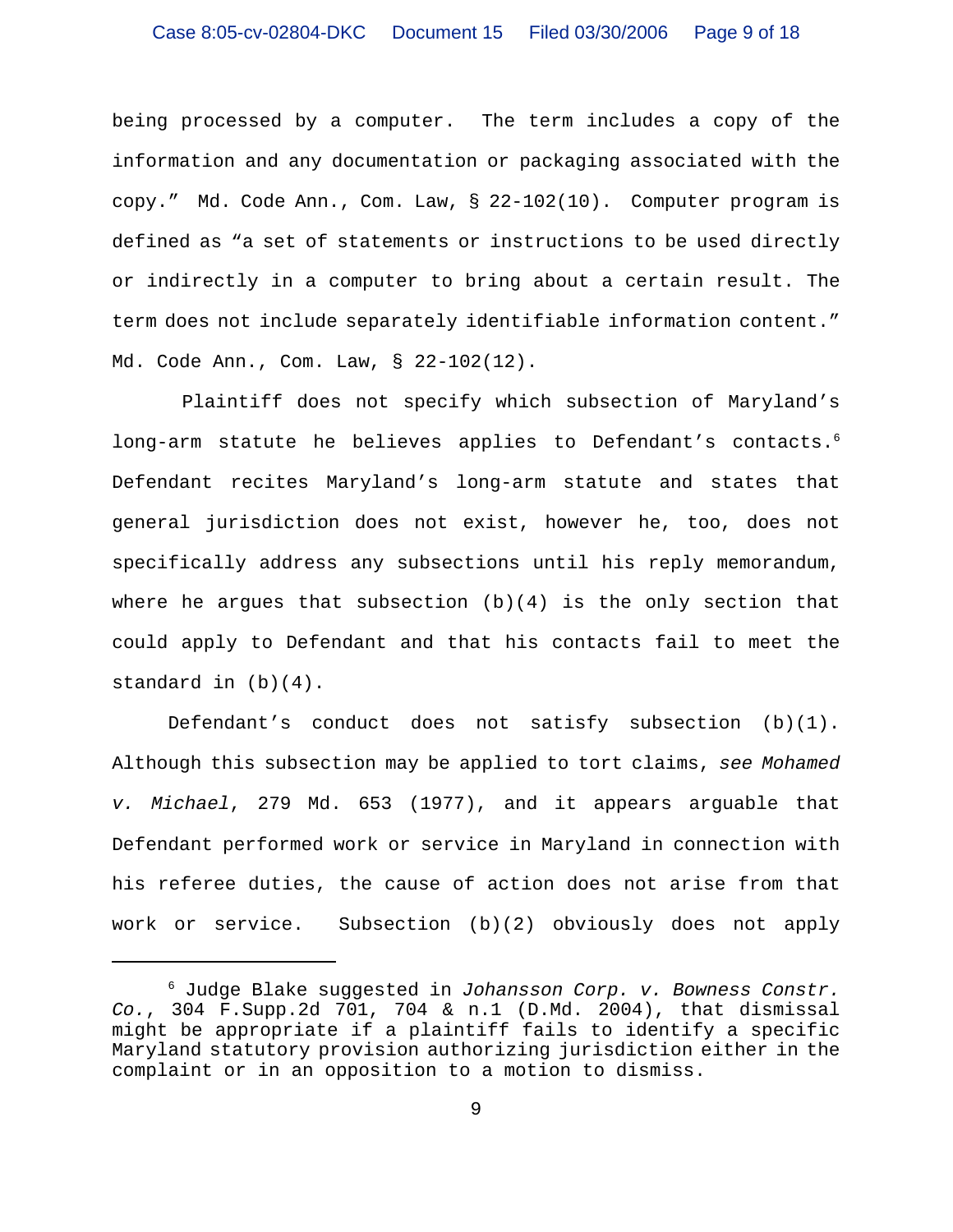being processed by a computer. The term includes a copy of the information and any documentation or packaging associated with the copy." Md. Code Ann., Com. Law, § 22-102(10). Computer program is defined as "a set of statements or instructions to be used directly or indirectly in a computer to bring about a certain result. The term does not include separately identifiable information content." Md. Code Ann., Com. Law, § 22-102(12).

Plaintiff does not specify which subsection of Maryland's long-arm statute he believes applies to Defendant's contacts.[6] Defendant recites Maryland's long-arm statute and states that general jurisdiction does not exist, however he, too, does not specifically address any subsections until his reply memorandum, where he argues that subsection (b)(4) is the only section that could apply to Defendant and that his contacts fail to meet the standard in (b)(4).

Defendant's conduct does not satisfy subsection (b)(1). Although this subsection may be applied to tort claims, *see Mohamed v. Michael*, 279 Md. 653 (1977), and it appears arguable that Defendant performed work or service in Maryland in connection with his referee duties, the cause of action does not arise from that work or service. Subsection (b)(2) obviously does not apply

---

[6] Judge Blake suggested in *Johansson Corp. v. Bowness Constr. Co.*, 304 F.Supp.2d 701, 704 & n.1 (D.Md. 2004), that dismissal might be appropriate if a plaintiff fails to identify a specific Maryland statutory provision authorizing jurisdiction either in the complaint or in an opposition to a motion to dismiss.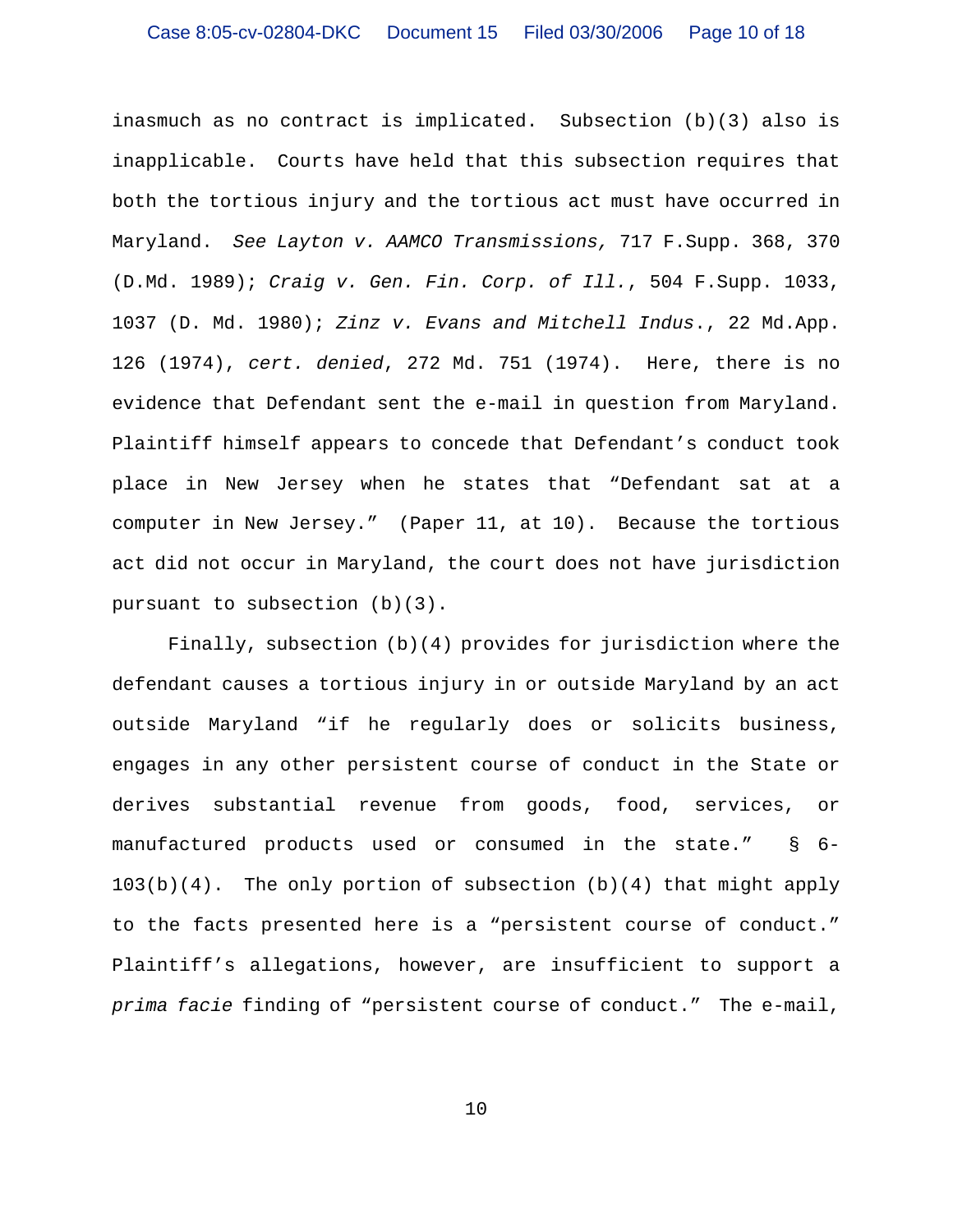inasmuch as no contract is implicated. Subsection (b)(3) also is inapplicable. Courts have held that this subsection requires that both the tortious injury and the tortious act must have occurred in Maryland. *See Layton v. AAMCO Transmissions,* 717 F.Supp. 368, 370 (D.Md. 1989); *Craig v. Gen. Fin. Corp. of Ill.*, 504 F.Supp. 1033, 1037 (D. Md. 1980); *Zinz v. Evans and Mitchell Indus*., 22 Md.App. 126 (1974), *cert. denied*, 272 Md. 751 (1974). Here, there is no evidence that Defendant sent the e-mail in question from Maryland. Plaintiff himself appears to concede that Defendant's conduct took place in New Jersey when he states that "Defendant sat at a computer in New Jersey." (Paper 11, at 10). Because the tortious act did not occur in Maryland, the court does not have jurisdiction pursuant to subsection (b)(3).

Finally, subsection (b)(4) provides for jurisdiction where the defendant causes a tortious injury in or outside Maryland by an act outside Maryland "if he regularly does or solicits business, engages in any other persistent course of conduct in the State or derives substantial revenue from goods, food, services, or manufactured products used or consumed in the state." § 6-103(b)(4). The only portion of subsection (b)(4) that might apply to the facts presented here is a "persistent course of conduct." Plaintiff's allegations, however, are insufficient to support a *prima facie* finding of "persistent course of conduct." The e-mail,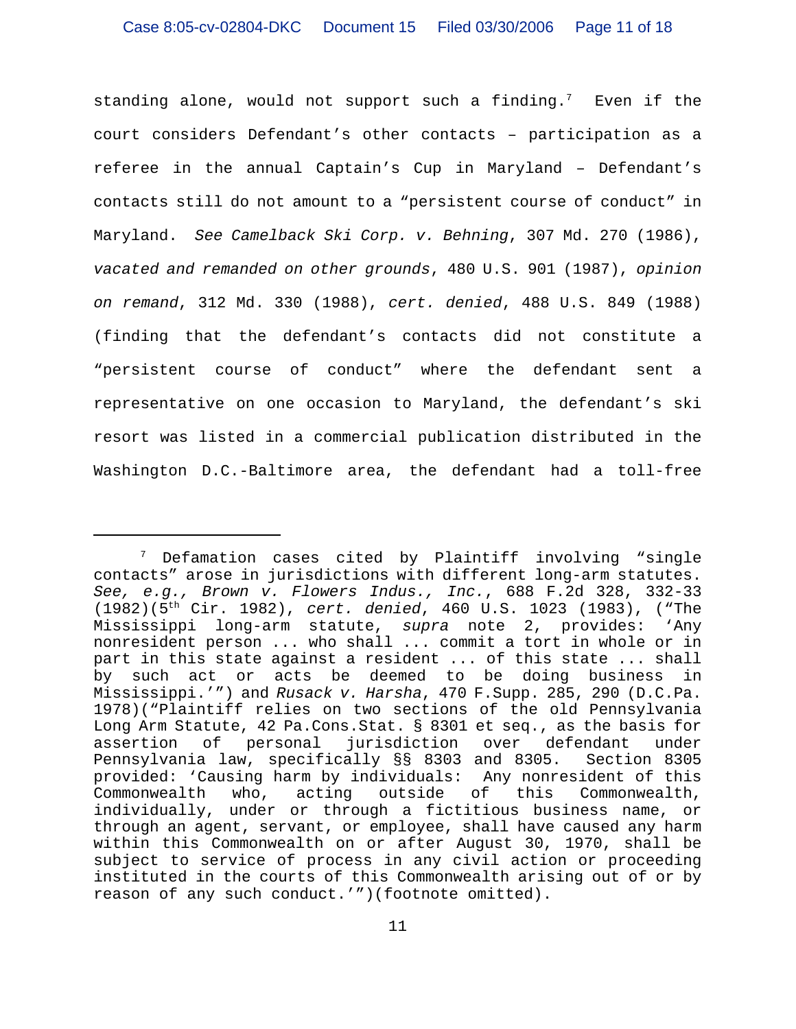standing alone, would not support such a finding.[7] Even if the court considers Defendant's other contacts – participation as a referee in the annual Captain's Cup in Maryland – Defendant's contacts still do not amount to a "persistent course of conduct" in Maryland. *See Camelback Ski Corp. v. Behning*, 307 Md. 270 (1986), *vacated and remanded on other grounds*, 480 U.S. 901 (1987), *opinion on remand*, 312 Md. 330 (1988), *cert. denied*, 488 U.S. 849 (1988) (finding that the defendant's contacts did not constitute a "persistent course of conduct" where the defendant sent a representative on one occasion to Maryland, the defendant's ski resort was listed in a commercial publication distributed in the Washington D.C.-Baltimore area, the defendant had a toll-free

---

[7] Defamation cases cited by Plaintiff involving "single contacts" arose in jurisdictions with different long-arm statutes. *See, e.g., Brown v. Flowers Indus., Inc.*, 688 F.2d 328, 332-33 (1982)(5th Cir. 1982), *cert. denied*, 460 U.S. 1023 (1983), ("The Mississippi long-arm statute, *supra* note 2, provides: 'Any nonresident person ... who shall ... commit a tort in whole or in part in this state against a resident ... of this state ... shall by such act or acts be deemed to be doing business in Mississippi.'") and *Rusack v. Harsha*, 470 F.Supp. 285, 290 (D.C.Pa. 1978)("Plaintiff relies on two sections of the old Pennsylvania Long Arm Statute, 42 Pa.Cons.Stat. § 8301 et seq., as the basis for assertion of personal jurisdiction over defendant under Pennsylvania law, specifically §§ 8303 and 8305. Section 8305 provided: 'Causing harm by individuals: Any nonresident of this Commonwealth who, acting outside of this Commonwealth, individually, under or through a fictitious business name, or through an agent, servant, or employee, shall have caused any harm within this Commonwealth on or after August 30, 1970, shall be subject to service of process in any civil action or proceeding instituted in the courts of this Commonwealth arising out of or by reason of any such conduct.'")(footnote omitted).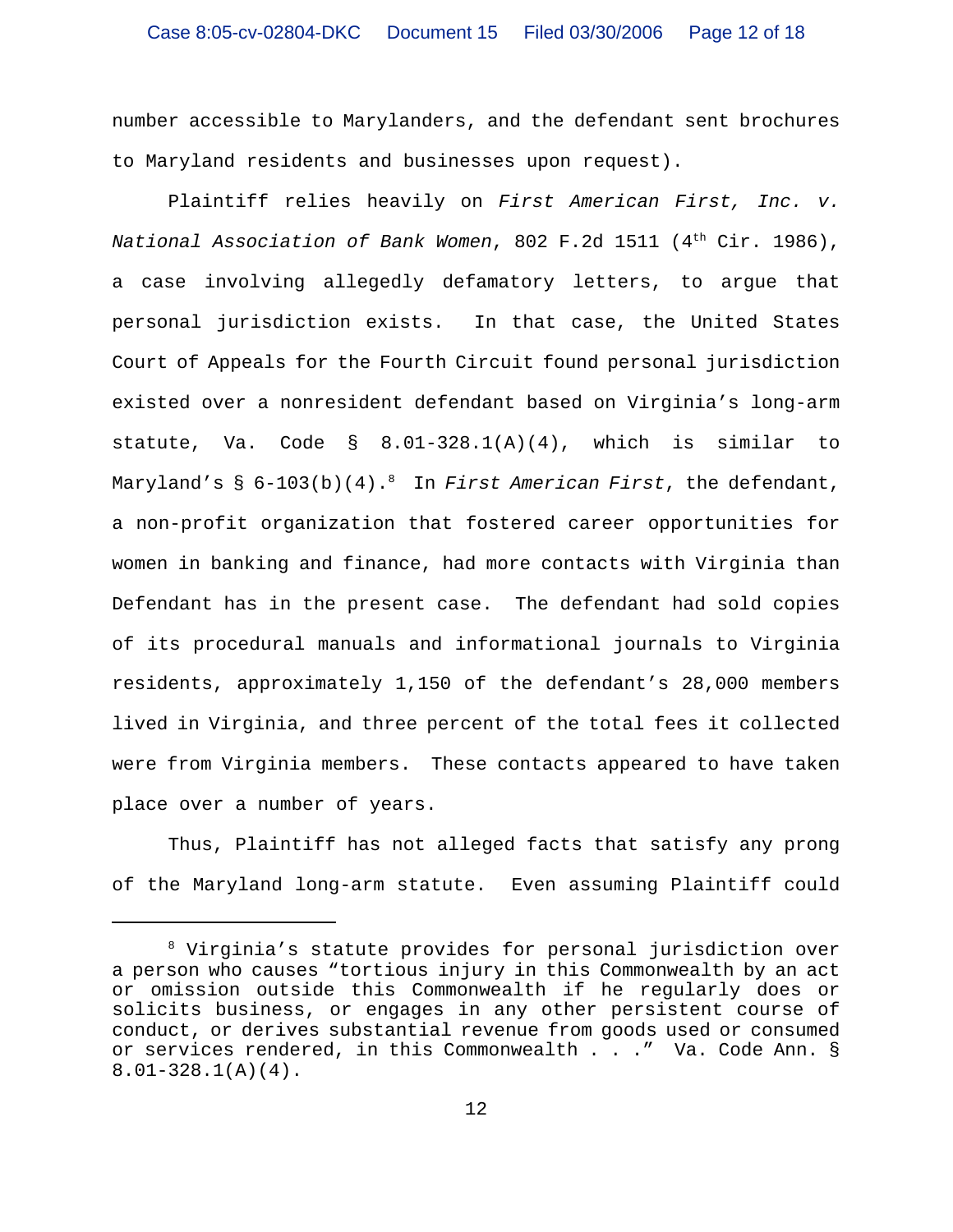number accessible to Marylanders, and the defendant sent brochures to Maryland residents and businesses upon request).

Plaintiff relies heavily on *First American First, Inc. v. National Association of Bank Women*, 802 F.2d 1511 (4th Cir. 1986), a case involving allegedly defamatory letters, to argue that personal jurisdiction exists. In that case, the United States Court of Appeals for the Fourth Circuit found personal jurisdiction existed over a nonresident defendant based on Virginia's long-arm statute, Va. Code § 8.01-328.1(A)(4), which is similar to Maryland's § 6-103(b)(4).[8] In *First American First*, the defendant, a non-profit organization that fostered career opportunities for women in banking and finance, had more contacts with Virginia than Defendant has in the present case. The defendant had sold copies of its procedural manuals and informational journals to Virginia residents, approximately 1,150 of the defendant's 28,000 members lived in Virginia, and three percent of the total fees it collected were from Virginia members. These contacts appeared to have taken place over a number of years.

Thus, Plaintiff has not alleged facts that satisfy any prong of the Maryland long-arm statute. Even assuming Plaintiff could

---

[8] Virginia's statute provides for personal jurisdiction over a person who causes "tortious injury in this Commonwealth by an act or omission outside this Commonwealth if he regularly does or solicits business, or engages in any other persistent course of conduct, or derives substantial revenue from goods used or consumed or services rendered, in this Commonwealth . . ." Va. Code Ann. § 8.01-328.1(A)(4).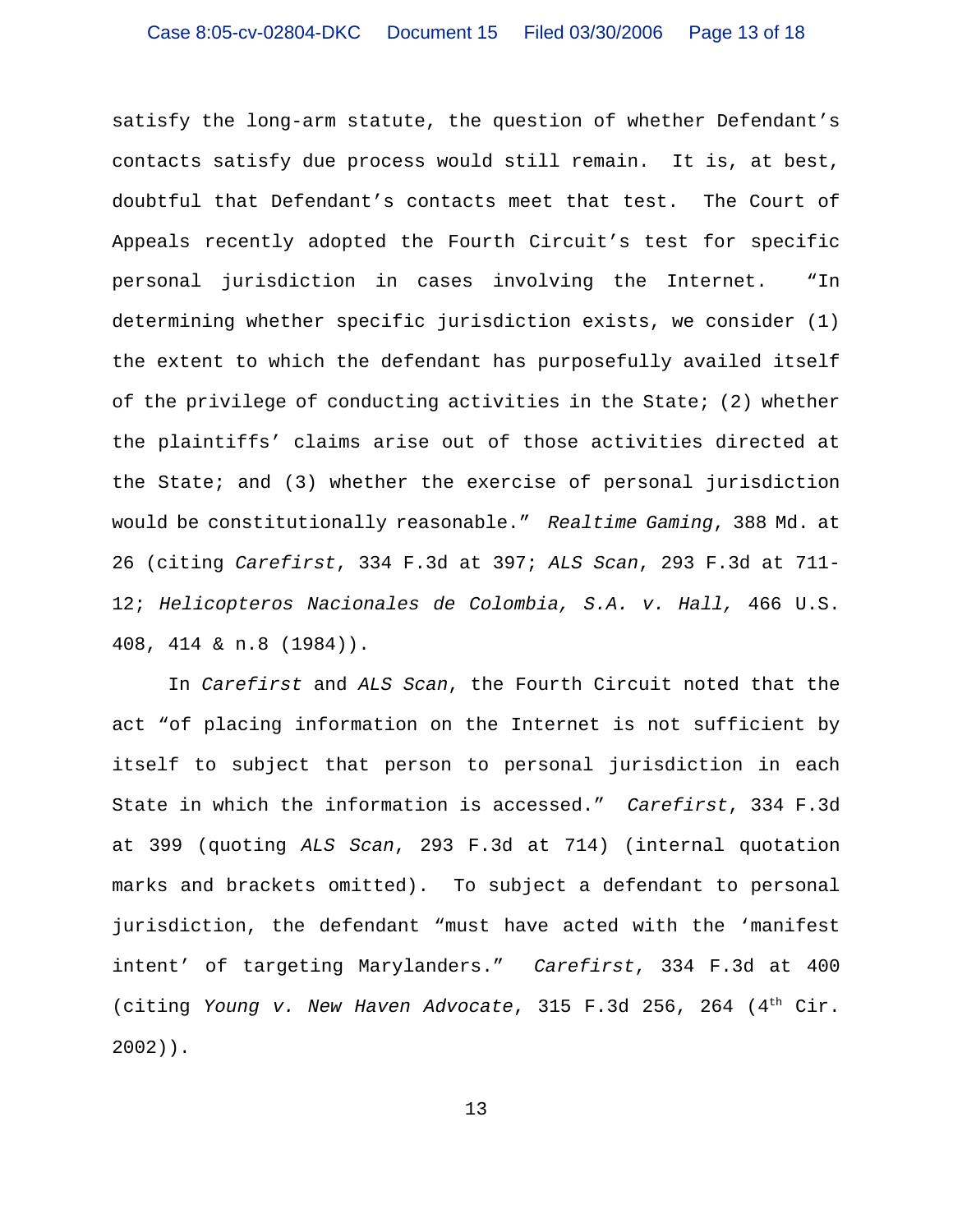satisfy the long-arm statute, the question of whether Defendant's contacts satisfy due process would still remain. It is, at best, doubtful that Defendant's contacts meet that test. The Court of Appeals recently adopted the Fourth Circuit's test for specific personal jurisdiction in cases involving the Internet. "In determining whether specific jurisdiction exists, we consider (1) the extent to which the defendant has purposefully availed itself of the privilege of conducting activities in the State; (2) whether the plaintiffs' claims arise out of those activities directed at the State; and (3) whether the exercise of personal jurisdiction would be constitutionally reasonable." *Realtime Gaming*, 388 Md. at 26 (citing *Carefirst*, 334 F.3d at 397; *ALS Scan*, 293 F.3d at 711-12; *Helicopteros Nacionales de Colombia, S.A. v. Hall,* 466 U.S. 408, 414 & n.8 (1984)).

In *Carefirst* and *ALS Scan*, the Fourth Circuit noted that the act "of placing information on the Internet is not sufficient by itself to subject that person to personal jurisdiction in each State in which the information is accessed." *Carefirst*, 334 F.3d at 399 (quoting *ALS Scan*, 293 F.3d at 714) (internal quotation marks and brackets omitted). To subject a defendant to personal jurisdiction, the defendant "must have acted with the 'manifest intent' of targeting Marylanders." *Carefirst*, 334 F.3d at 400 (citing *Young v. New Haven Advocate*, 315 F.3d 256, 264 (4th Cir. 2002)).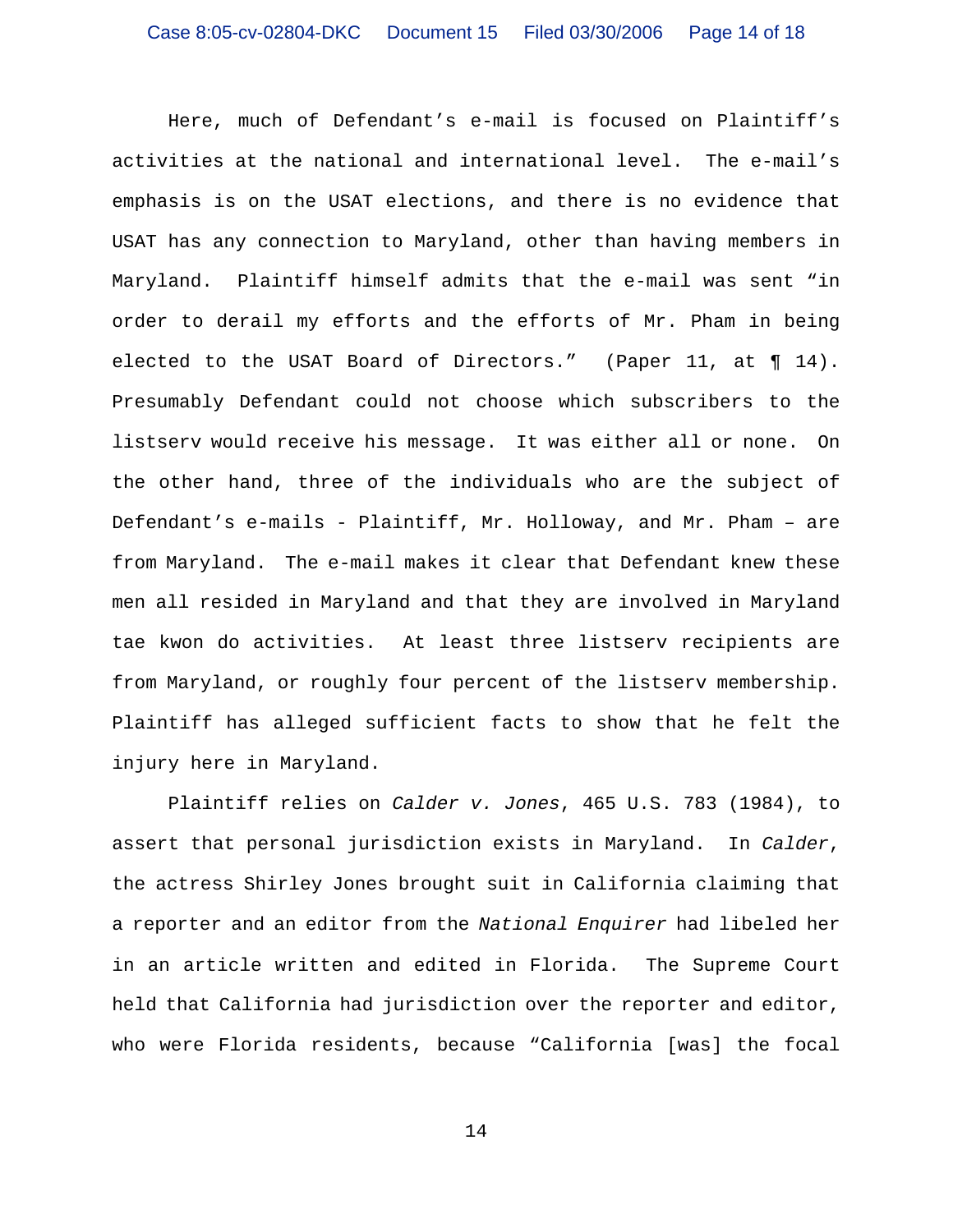Here, much of Defendant's e-mail is focused on Plaintiff's activities at the national and international level. The e-mail's emphasis is on the USAT elections, and there is no evidence that USAT has any connection to Maryland, other than having members in Maryland. Plaintiff himself admits that the e-mail was sent "in order to derail my efforts and the efforts of Mr. Pham in being elected to the USAT Board of Directors." (Paper 11, at ¶ 14). Presumably Defendant could not choose which subscribers to the listserv would receive his message. It was either all or none. On the other hand, three of the individuals who are the subject of Defendant's e-mails - Plaintiff, Mr. Holloway, and Mr. Pham – are from Maryland. The e-mail makes it clear that Defendant knew these men all resided in Maryland and that they are involved in Maryland tae kwon do activities. At least three listserv recipients are from Maryland, or roughly four percent of the listserv membership. Plaintiff has alleged sufficient facts to show that he felt the injury here in Maryland.

Plaintiff relies on *Calder v. Jones*, 465 U.S. 783 (1984), to assert that personal jurisdiction exists in Maryland. In *Calder*, the actress Shirley Jones brought suit in California claiming that a reporter and an editor from the *National Enquirer* had libeled her in an article written and edited in Florida. The Supreme Court held that California had jurisdiction over the reporter and editor, who were Florida residents, because "California [was] the focal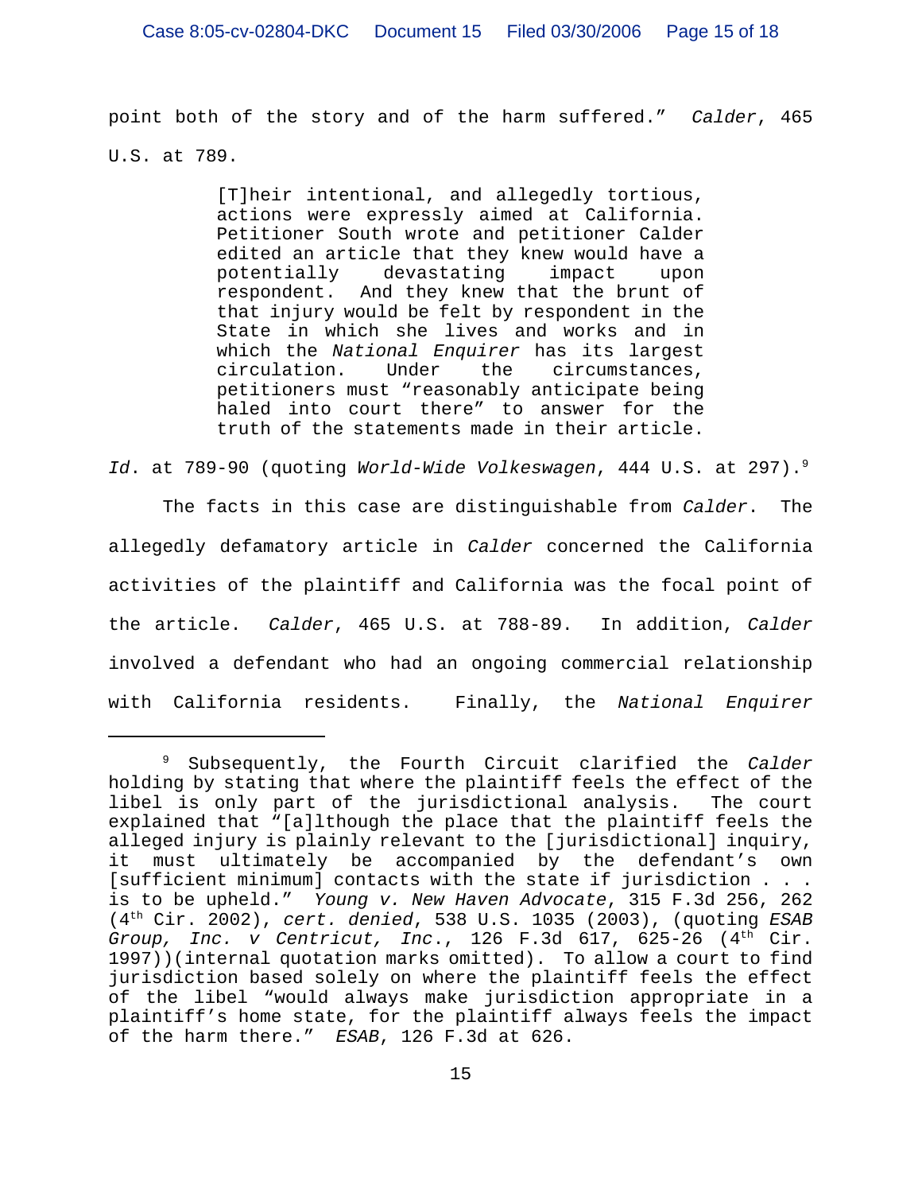point both of the story and of the harm suffered." *Calder*, 465 U.S. at 789.

> [T]heir intentional, and allegedly tortious, actions were expressly aimed at California. Petitioner South wrote and petitioner Calder edited an article that they knew would have a potentially devastating impact upon respondent. And they knew that the brunt of that injury would be felt by respondent in the State in which she lives and works and in which the *National Enquirer* has its largest circulation. Under the circumstances, petitioners must "reasonably anticipate being haled into court there" to answer for the truth of the statements made in their article.

*Id*. at 789-90 (quoting *World-Wide Volkeswagen*, 444 U.S. at 297).[9]

The facts in this case are distinguishable from *Calder*. The allegedly defamatory article in *Calder* concerned the California activities of the plaintiff and California was the focal point of the article. *Calder*, 465 U.S. at 788-89. In addition, *Calder* involved a defendant who had an ongoing commercial relationship with California residents. Finally, the *National Enquirer*

---

[9] Subsequently, the Fourth Circuit clarified the *Calder* holding by stating that where the plaintiff feels the effect of the libel is only part of the jurisdictional analysis. The court explained that "[a]lthough the place that the plaintiff feels the alleged injury is plainly relevant to the [jurisdictional] inquiry, it must ultimately be accompanied by the defendant's own [sufficient minimum] contacts with the state if jurisdiction . . . is to be upheld." *Young v. New Haven Advocate*, 315 F.3d 256, 262 (4th Cir. 2002), *cert. denied*, 538 U.S. 1035 (2003), (quoting *ESAB Group, Inc. v Centricut, Inc.*, 126 F.3d 617, 625-26 (4th Cir. 1997))(internal quotation marks omitted). To allow a court to find jurisdiction based solely on where the plaintiff feels the effect of the libel "would always make jurisdiction appropriate in a plaintiff's home state, for the plaintiff always feels the impact of the harm there." *ESAB*, 126 F.3d at 626.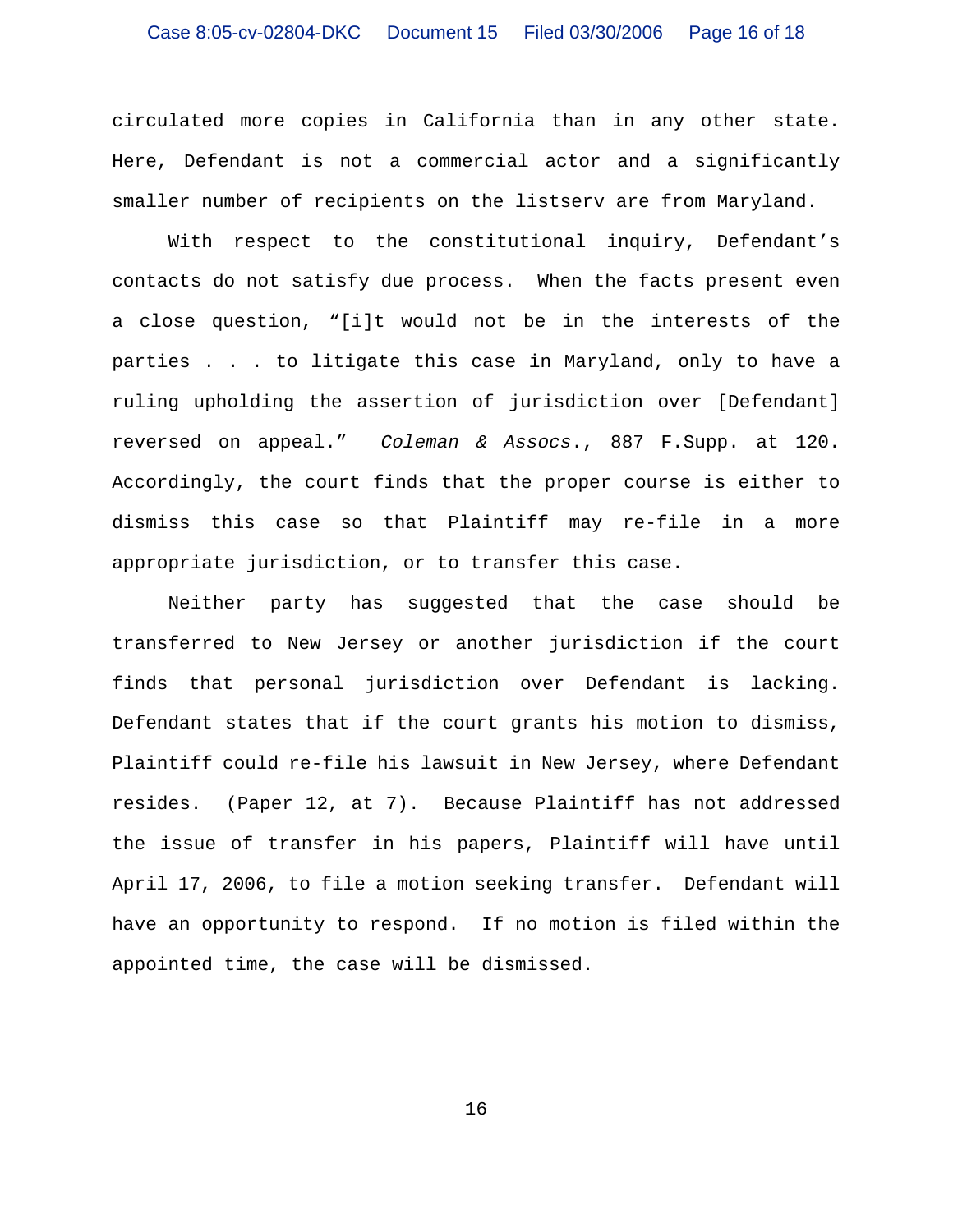circulated more copies in California than in any other state. Here, Defendant is not a commercial actor and a significantly smaller number of recipients on the listserv are from Maryland.

With respect to the constitutional inquiry, Defendant's contacts do not satisfy due process. When the facts present even a close question, "[i]t would not be in the interests of the parties . . . to litigate this case in Maryland, only to have a ruling upholding the assertion of jurisdiction over [Defendant] reversed on appeal." *Coleman & Assocs.*, 887 F.Supp. at 120. Accordingly, the court finds that the proper course is either to dismiss this case so that Plaintiff may re-file in a more appropriate jurisdiction, or to transfer this case.

Neither party has suggested that the case should be transferred to New Jersey or another jurisdiction if the court finds that personal jurisdiction over Defendant is lacking. Defendant states that if the court grants his motion to dismiss, Plaintiff could re-file his lawsuit in New Jersey, where Defendant resides. (Paper 12, at 7). Because Plaintiff has not addressed the issue of transfer in his papers, Plaintiff will have until April 17, 2006, to file a motion seeking transfer. Defendant will have an opportunity to respond. If no motion is filed within the appointed time, the case will be dismissed.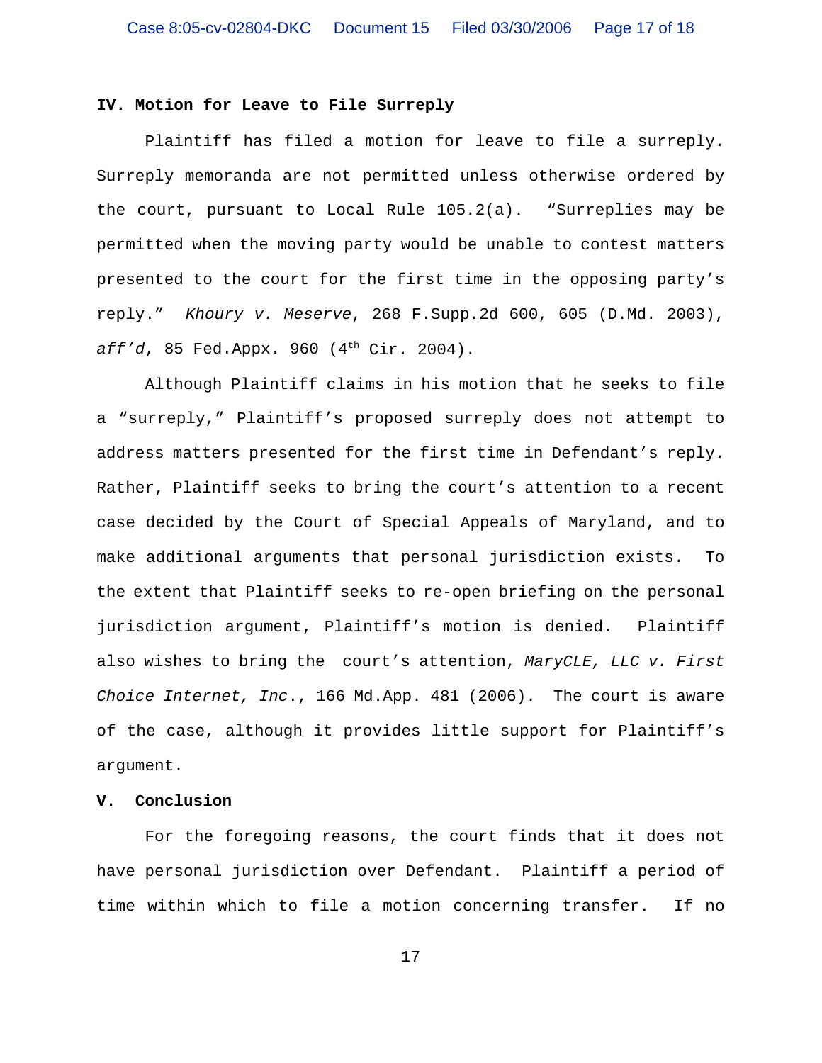## IV. Motion for Leave to File Surreply

Plaintiff has filed a motion for leave to file a surreply. Surreply memoranda are not permitted unless otherwise ordered by the court, pursuant to Local Rule 105.2(a). "Surreplies may be permitted when the moving party would be unable to contest matters presented to the court for the first time in the opposing party's reply." *Khoury v. Meserve*, 268 F.Supp.2d 600, 605 (D.Md. 2003), *aff'd*, 85 Fed.Appx. 960 (4th Cir. 2004).

Although Plaintiff claims in his motion that he seeks to file a "surreply," Plaintiff's proposed surreply does not attempt to address matters presented for the first time in Defendant's reply. Rather, Plaintiff seeks to bring the court's attention to a recent case decided by the Court of Special Appeals of Maryland, and to make additional arguments that personal jurisdiction exists. To the extent that Plaintiff seeks to re-open briefing on the personal jurisdiction argument, Plaintiff's motion is denied. Plaintiff also wishes to bring the court's attention, *MaryCLE, LLC v. First Choice Internet, Inc.*, 166 Md.App. 481 (2006). The court is aware of the case, although it provides little support for Plaintiff's argument.

## V. Conclusion

For the foregoing reasons, the court finds that it does not have personal jurisdiction over Defendant. Plaintiff a period of time within which to file a motion concerning transfer. If no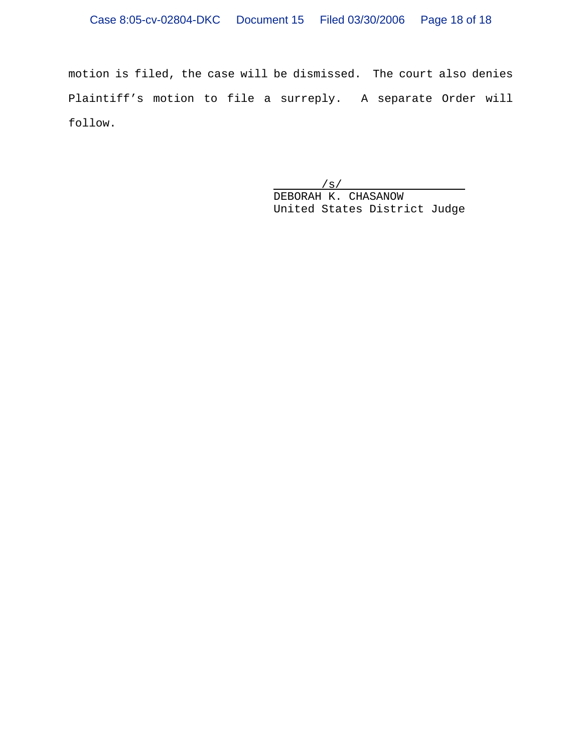motion is filed, the case will be dismissed. The court also denies Plaintiff's motion to file a surreply. A separate Order will follow.

/s/

DEBORAH K. CHASANOW
United States District Judge